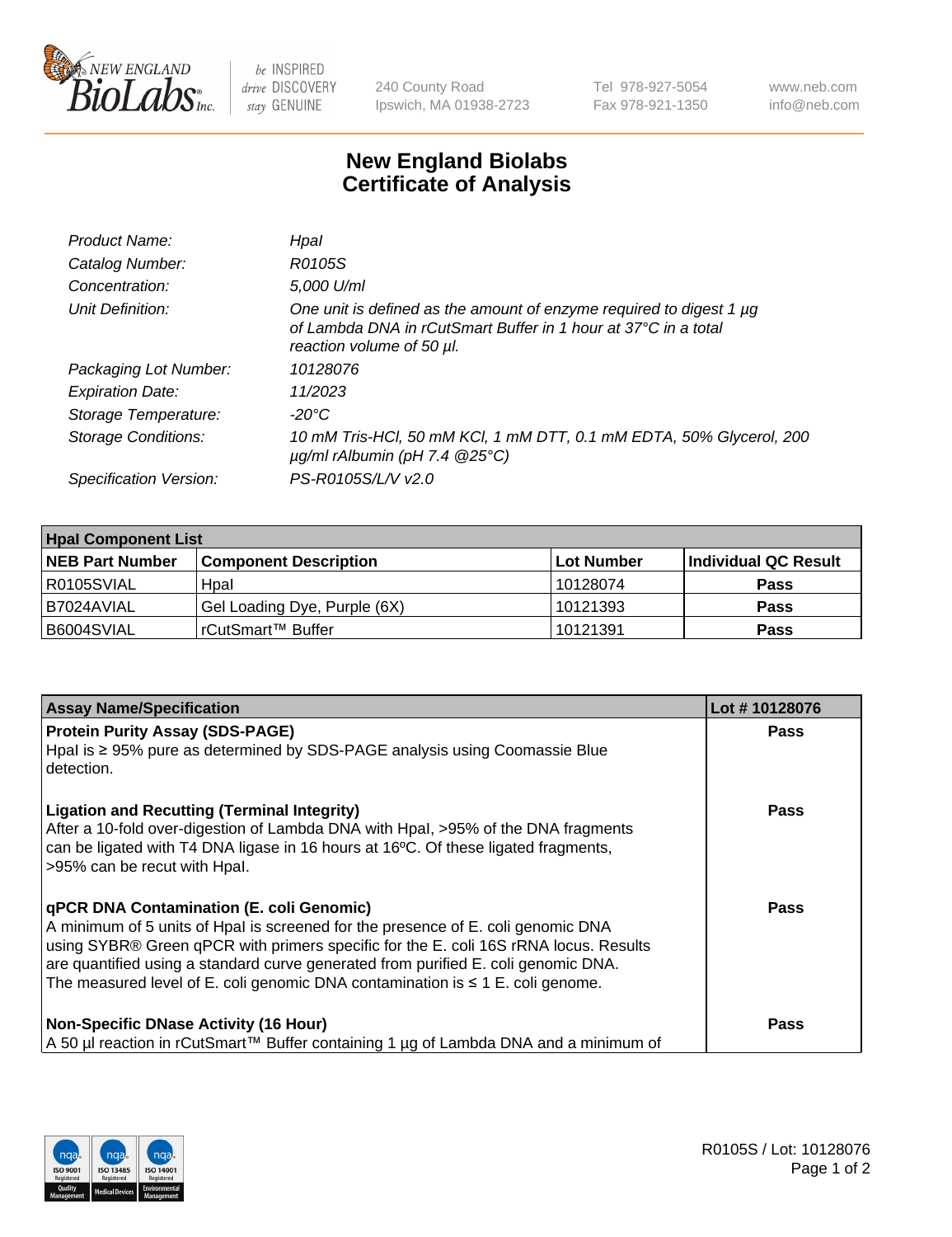NEW ENGLAND BioLabs Inc. — be INSPIRED drive DISCOVERY stay GENUINE

240 County Road
Ipswich, MA 01938-2723

Tel 978-927-5054
Fax 978-921-1350

www.neb.com
info@neb.com

# New England Biolabs Certificate of Analysis

| | |
|---|---|
| *Product Name:* | *HpaI* |
| *Catalog Number:* | *R0105S* |
| *Concentration:* | *5,000 U/ml* |
| *Unit Definition:* | *One unit is defined as the amount of enzyme required to digest 1 µg of Lambda DNA in rCutSmart Buffer in 1 hour at 37°C in a total reaction volume of 50 µl.* |
| *Packaging Lot Number:* | *10128076* |
| *Expiration Date:* | *11/2023* |
| *Storage Temperature:* | *-20°C* |
| *Storage Conditions:* | *10 mM Tris-HCl, 50 mM KCl, 1 mM DTT, 0.1 mM EDTA, 50% Glycerol, 200 µg/ml rAlbumin (pH 7.4 @25°C)* |
| *Specification Version:* | *PS-R0105S/L/V v2.0* |

| **HpaI Component List** | | | |
|---|---|---|---|
| **NEB Part Number** | **Component Description** | **Lot Number** | **Individual QC Result** |
| R0105SVIAL | HpaI | 10128074 | **Pass** |
| B7024AVIAL | Gel Loading Dye, Purple (6X) | 10121393 | **Pass** |
| B6004SVIAL | rCutSmart™ Buffer | 10121391 | **Pass** |

| **Assay Name/Specification** | **Lot # 10128076** |
|---|---|
| **Protein Purity Assay (SDS-PAGE)**<br>HpaI is ≥ 95% pure as determined by SDS-PAGE analysis using Coomassie Blue detection. | **Pass** |
| **Ligation and Recutting (Terminal Integrity)**<br>After a 10-fold over-digestion of Lambda DNA with HpaI, >95% of the DNA fragments can be ligated with T4 DNA ligase in 16 hours at 16ºC. Of these ligated fragments, >95% can be recut with HpaI. | **Pass** |
| **qPCR DNA Contamination (E. coli Genomic)**<br>A minimum of 5 units of HpaI is screened for the presence of E. coli genomic DNA using SYBR® Green qPCR with primers specific for the E. coli 16S rRNA locus. Results are quantified using a standard curve generated from purified E. coli genomic DNA. The measured level of E. coli genomic DNA contamination is ≤ 1 E. coli genome. | **Pass** |
| **Non-Specific DNase Activity (16 Hour)**<br>A 50 µl reaction in rCutSmart™ Buffer containing 1 µg of Lambda DNA and a minimum of | **Pass** |

R0105S / Lot: 10128076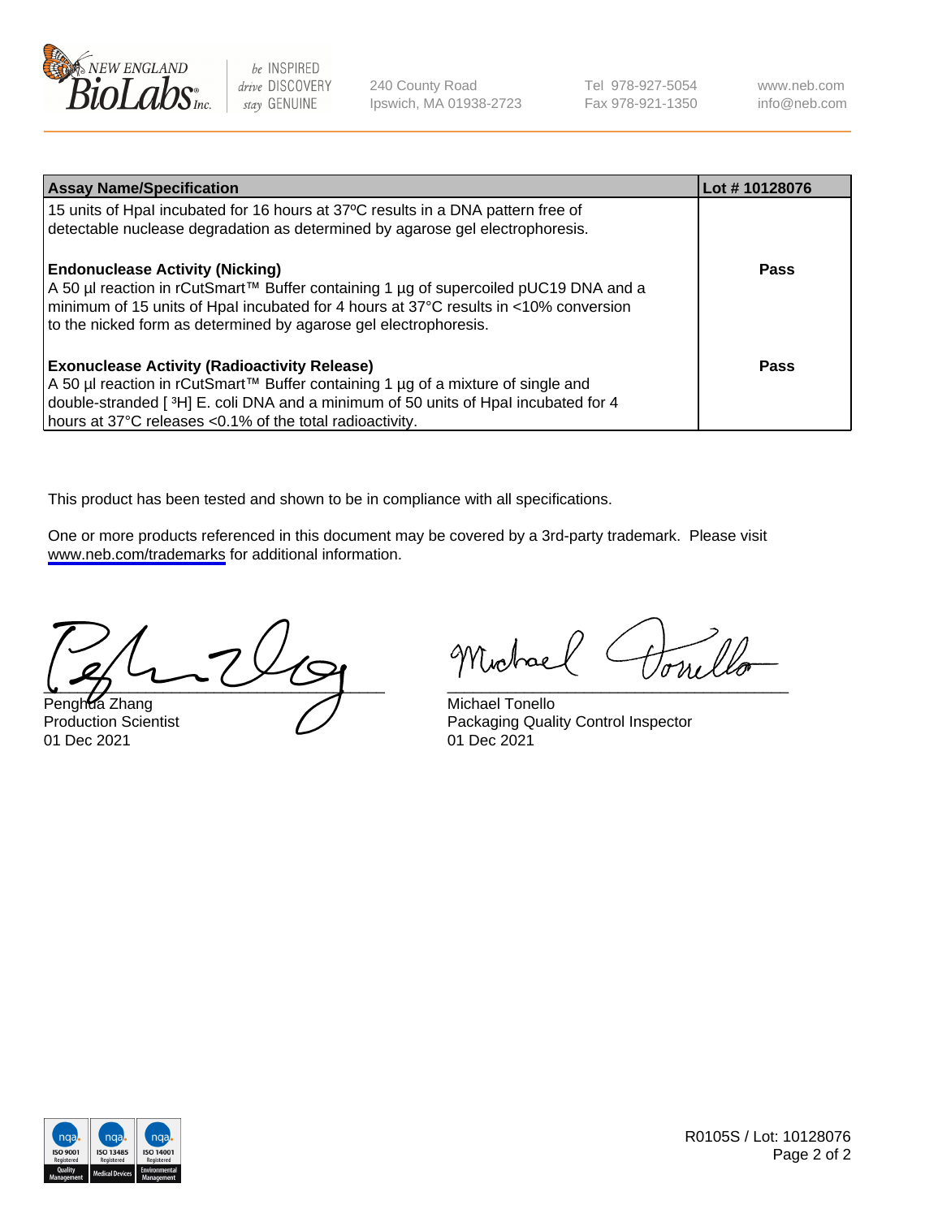| Assay Name/Specification | Lot # 10128076 |
| --- | --- |
| 15 units of HpaI incubated for 16 hours at 37ºC results in a DNA pattern free of detectable nuclease degradation as determined by agarose gel electrophoresis. | |
| **Endonuclease Activity (Nicking)**<br>A 50 µl reaction in rCutSmart™ Buffer containing 1 µg of supercoiled pUC19 DNA and a minimum of 15 units of HpaI incubated for 4 hours at 37°C results in <10% conversion to the nicked form as determined by agarose gel electrophoresis. | **Pass** |
| **Exonuclease Activity (Radioactivity Release)**<br>A 50 µl reaction in rCutSmart™ Buffer containing 1 µg of a mixture of single and double-stranded [ $^3$H] E. coli DNA and a minimum of 50 units of HpaI incubated for 4 hours at 37°C releases <0.1% of the total radioactivity. | **Pass** |

This product has been tested and shown to be in compliance with all specifications.

One or more products referenced in this document may be covered by a 3rd-party trademark. Please visit www.neb.com/trademarks for additional information.

Penghua Zhang
Production Scientist
01 Dec 2021

Michael Tonello
Packaging Quality Control Inspector
01 Dec 2021

R0105S / Lot: 10128076